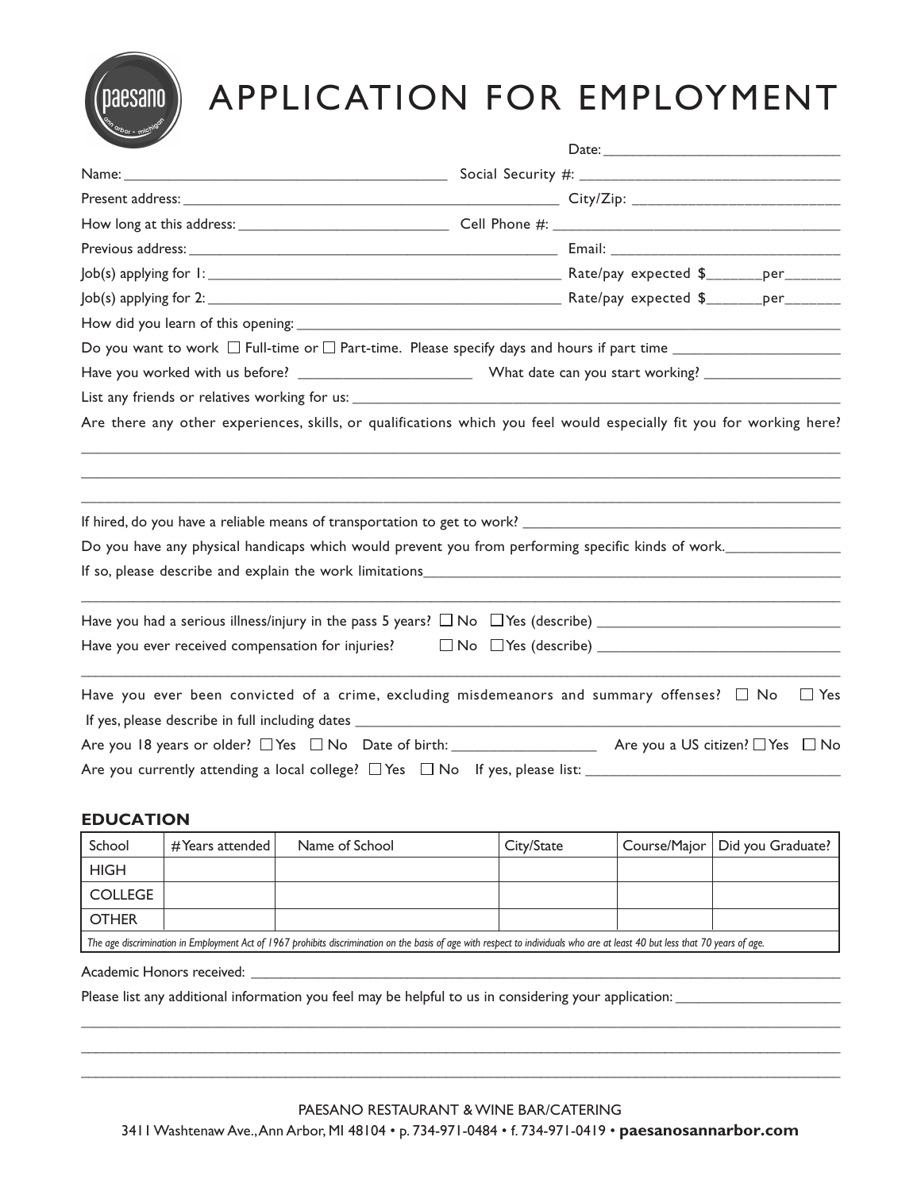# APPLICATION FOR EMPLOYMENT

Date: ______________________________

Name: ________________________________________ Social Security #: ________________________________

Present address: ______________________________________________ City/Zip: __________________________

How long at this address: __________________________ Cell Phone #: ____________________________________

Previous address: _____________________________________________ Email: _____________________________

Job(s) applying for 1: __________________________________________ Rate/pay expected $_______per_______

Job(s) applying for 2: __________________________________________ Rate/pay expected $_______per_______

How did you learn of this opening: ___________________________________________________________________

Do you want to work ☐ Full-time or ☐ Part-time. Please specify days and hours if part time _____________________

Have you worked with us before? ______________________ What date can you start working? _________________

List any friends or relatives working for us: ______________________________________________________________

Are there any other experiences, skills, or qualifications which you feel would especially fit you for working here?

_____________________________________________________________________________________________

_____________________________________________________________________________________________

_____________________________________________________________________________________________

If hired, do you have a reliable means of transportation to get to work? _______________________________________

Do you have any physical handicaps which would prevent you from performing specific kinds of work.______________

If so, please describe and explain the work limitations_____________________________________________________

_____________________________________________________________________________________________

Have you had a serious illness/injury in the pass 5 years? ☐ No ☐ Yes (describe) ______________________________

Have you ever received compensation for injuries? ☐ No ☐ Yes (describe) ______________________________

_____________________________________________________________________________________________

Have you ever been convicted of a crime, excluding misdemeanors and summary offenses? ☐ No ☐ Yes

If yes, please describe in full including dates _____________________________________________________________

Are you 18 years or older? ☐ Yes ☐ No Date of birth: __________________ Are you a US citizen? ☐ Yes ☐ No

Are you currently attending a local college? ☐ Yes ☐ No If yes, please list: _________________________________

### EDUCATION

| School | # Years attended | Name of School | City/State | Course/Major | Did you Graduate? |
|---|---|---|---|---|---|
| HIGH | | | | | |
| COLLEGE | | | | | |
| OTHER | | | | | |

*The age discrimination in Employment Act of 1967 prohibits discrimination on the basis of age with respect to individuals who are at least 40 but less that 70 years of age.*

Academic Honors received: __________________________________________________________________________

Please list any additional information you feel may be helpful to us in considering your application: _____________________

_____________________________________________________________________________________________

_____________________________________________________________________________________________

_____________________________________________________________________________________________

PAESANO RESTAURANT & WINE BAR/CATERING

3411 Washtenaw Ave., Ann Arbor, MI 48104 • p. 734-971-0484 • f. 734-971-0419 • **paesanosannarbor.com**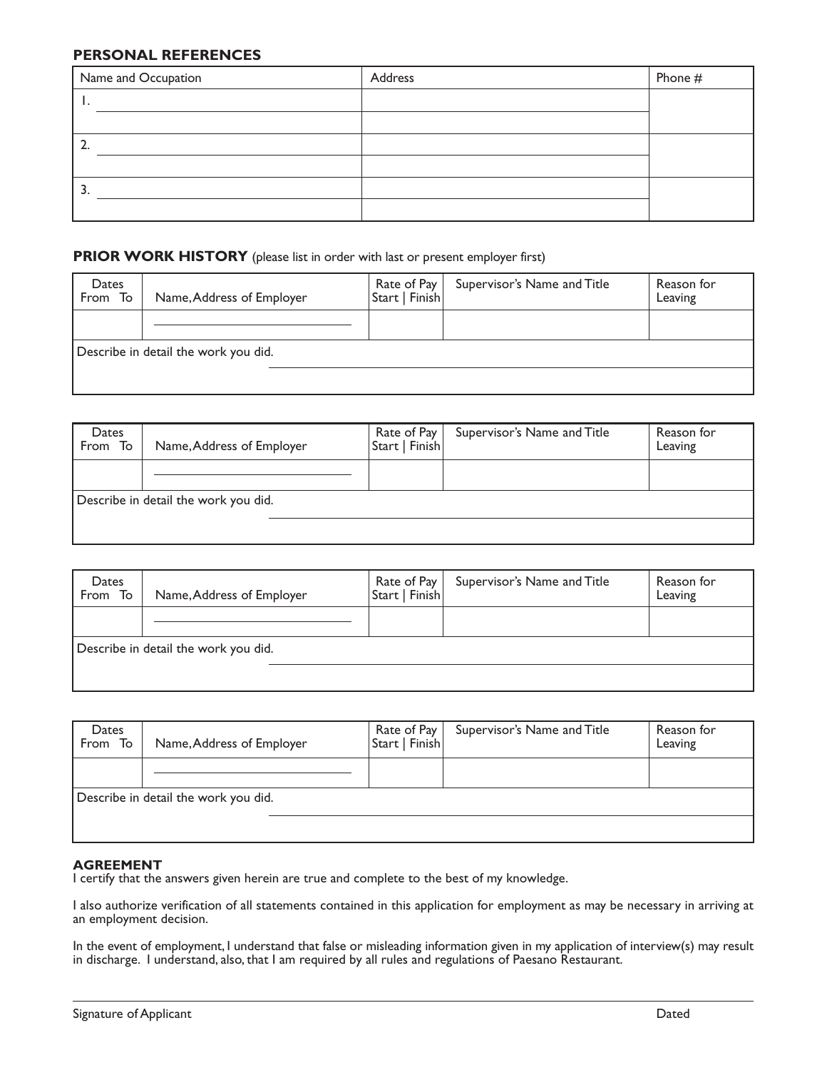## PERSONAL REFERENCES

| Name and Occupation | Address | Phone # |
| --- | --- | --- |
| 1. | | |
| 2. | | |
| 3. | | |

## PRIOR WORK HISTORY (please list in order with last or present employer first)

| Dates From To | Name, Address of Employer | Rate of Pay Start \| Finish | Supervisor's Name and Title | Reason for Leaving |
| --- | --- | --- | --- | --- |
| | | | | |
| Describe in detail the work you did. | | | | |

| Dates From To | Name, Address of Employer | Rate of Pay Start \| Finish | Supervisor's Name and Title | Reason for Leaving |
| --- | --- | --- | --- | --- |
| | | | | |
| Describe in detail the work you did. | | | | |

| Dates From To | Name, Address of Employer | Rate of Pay Start \| Finish | Supervisor's Name and Title | Reason for Leaving |
| --- | --- | --- | --- | --- |
| | | | | |
| Describe in detail the work you did. | | | | |

| Dates From To | Name, Address of Employer | Rate of Pay Start \| Finish | Supervisor's Name and Title | Reason for Leaving |
| --- | --- | --- | --- | --- |
| | | | | |
| Describe in detail the work you did. | | | | |

## AGREEMENT

I certify that the answers given herein are true and complete to the best of my knowledge.

I also authorize verification of all statements contained in this application for employment as may be necessary in arriving at an employment decision.

In the event of employment, I understand that false or misleading information given in my application of interview(s) may result in discharge. I understand, also, that I am required by all rules and regulations of Paesano Restaurant.

Signature of Applicant　　　　　　　　　　　　　　　　　　　　　　　　　　Dated